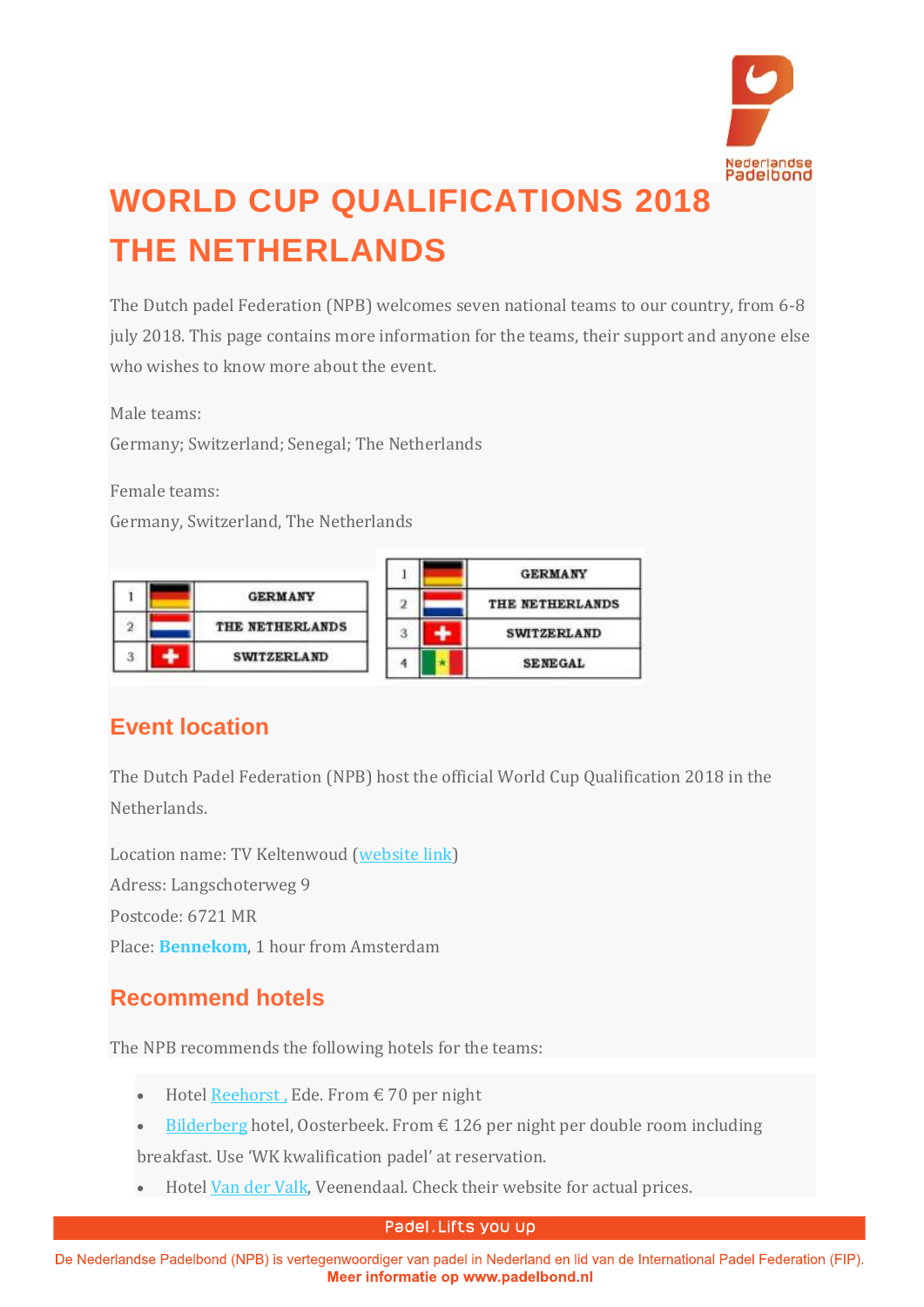# WORLD CUP QUALIFICATIONS 2018 THE NETHERLANDS

The Dutch padel Federation (NPB) welcomes seven national teams to our country, from 6-8 july 2018. This page contains more information for the teams, their support and anyone else who wishes to know more about the event.

Male teams:
Germany; Switzerland; Senegal; The Netherlands

Female teams:
Germany, Switzerland, The Netherlands

| | | |
|---|---|---|
| 1 | | GERMANY |
| 2 | | THE NETHERLANDS |
| 3 | | SWITZERLAND |

| | | |
|---|---|---|
| 1 | | GERMANY |
| 2 | | THE NETHERLANDS |
| 3 | | SWITZERLAND |
| 4 | | SENEGAL |

## Event location

The Dutch Padel Federation (NPB) host the official World Cup Qualification 2018 in the Netherlands.

Location name: TV Keltenwoud (website link)
Adress: Langschoterweg 9
Postcode: 6721 MR
Place: **Bennekom**, 1 hour from Amsterdam

## Recommend hotels

The NPB recommends the following hotels for the teams:

- Hotel Reehorst , Ede. From € 70 per night
- Bilderberg hotel, Oosterbeek. From € 126 per night per double room including breakfast. Use 'WK kwalification padel' at reservation.
- Hotel Van der Valk, Veenendaal. Check their website for actual prices.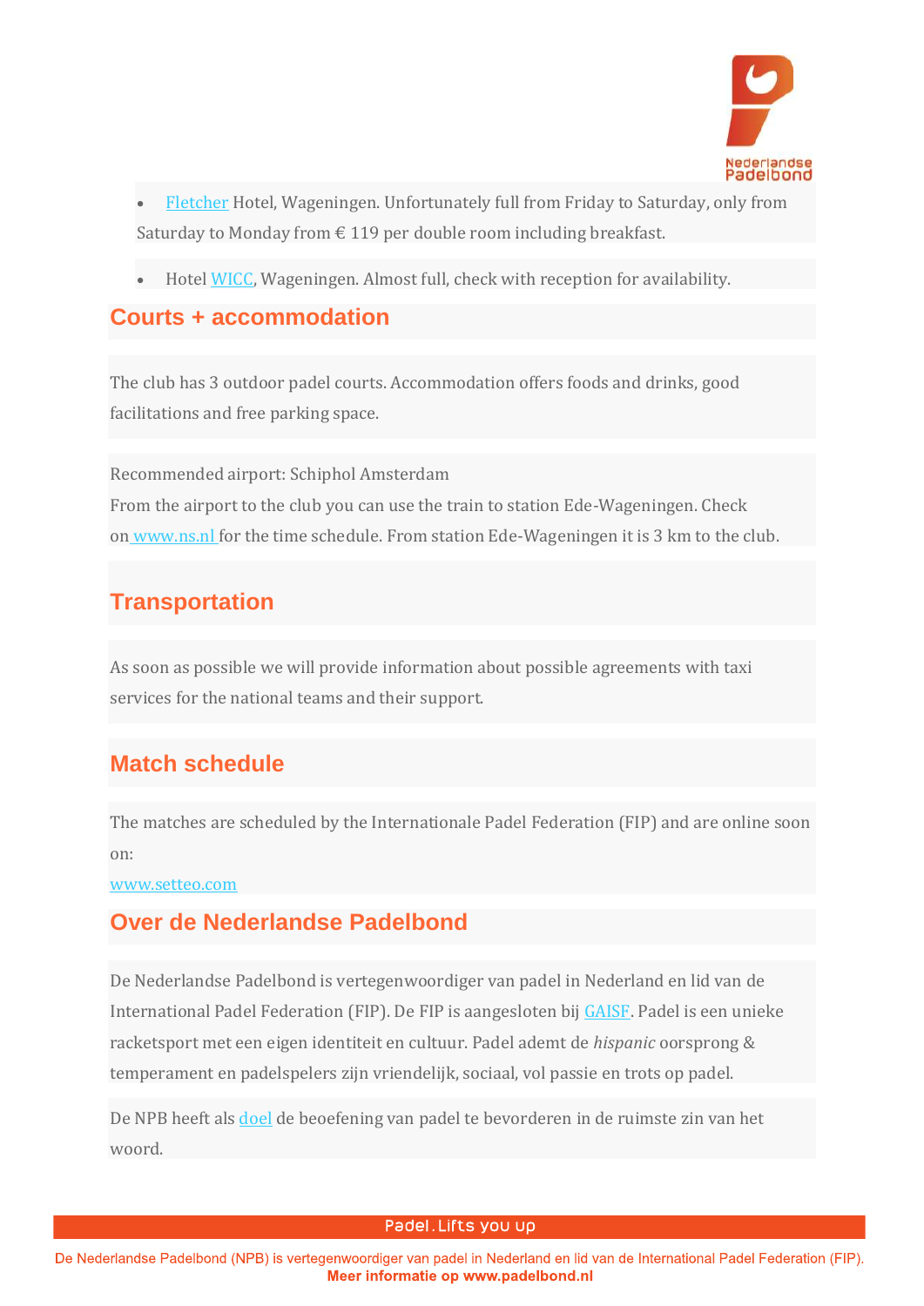- Fletcher Hotel, Wageningen. Unfortunately full from Friday to Saturday, only from Saturday to Monday from € 119 per double room including breakfast.
- Hotel WICC, Wageningen. Almost full, check with reception for availability.

## Courts + accommodation

The club has 3 outdoor padel courts. Accommodation offers foods and drinks, good facilitations and free parking space.

Recommended airport: Schiphol Amsterdam
From the airport to the club you can use the train to station Ede-Wageningen. Check on www.ns.nl for the time schedule. From station Ede-Wageningen it is 3 km to the club.

## Transportation

As soon as possible we will provide information about possible agreements with taxi services for the national teams and their support.

## Match schedule

The matches are scheduled by the Internationale Padel Federation (FIP) and are online soon on:
www.setteo.com

## Over de Nederlandse Padelbond

De Nederlandse Padelbond is vertegenwoordiger van padel in Nederland en lid van de International Padel Federation (FIP). De FIP is aangesloten bij GAISF. Padel is een unieke racketsport met een eigen identiteit en cultuur. Padel ademt de *hispanic* oorsprong & temperament en padelspelers zijn vriendelijk, sociaal, vol passie en trots op padel.

De NPB heeft als doel de beoefening van padel te bevorderen in de ruimste zin van het woord.